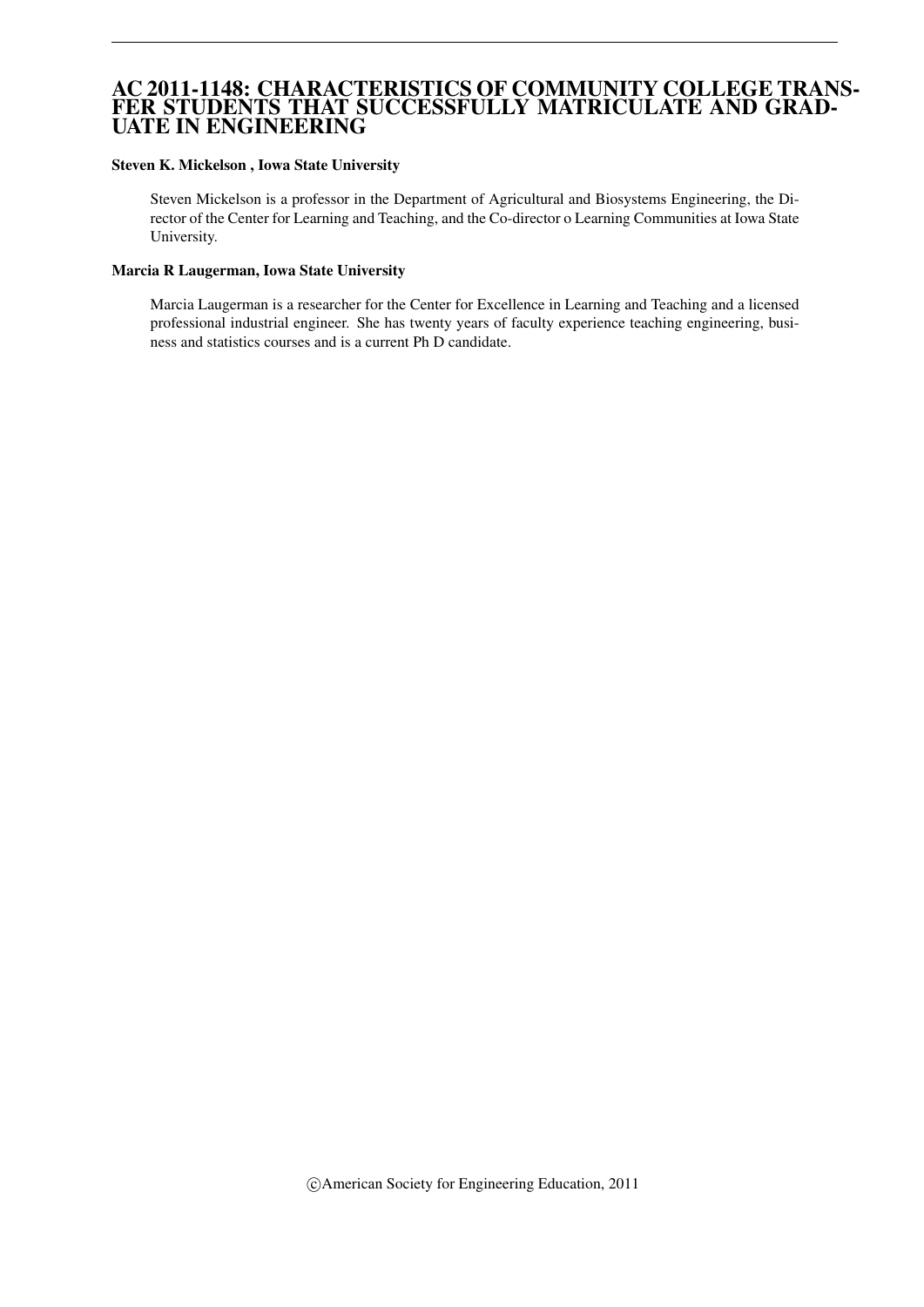# AC 2011-1148: CHARACTERISTICS OF COMMUNITY COLLEGE TRANSFER STUDENTS THAT SUCCESSFULLY MATRICULATE AND GRADUATE IN ENGINEERING

**Steven K. Mickelson , Iowa State University**

Steven Mickelson is a professor in the Department of Agricultural and Biosystems Engineering, the Director of the Center for Learning and Teaching, and the Co-director o Learning Communities at Iowa State University.

**Marcia R Laugerman, Iowa State University**

Marcia Laugerman is a researcher for the Center for Excellence in Learning and Teaching and a licensed professional industrial engineer. She has twenty years of faculty experience teaching engineering, business and statistics courses and is a current Ph D candidate.

©American Society for Engineering Education, 2011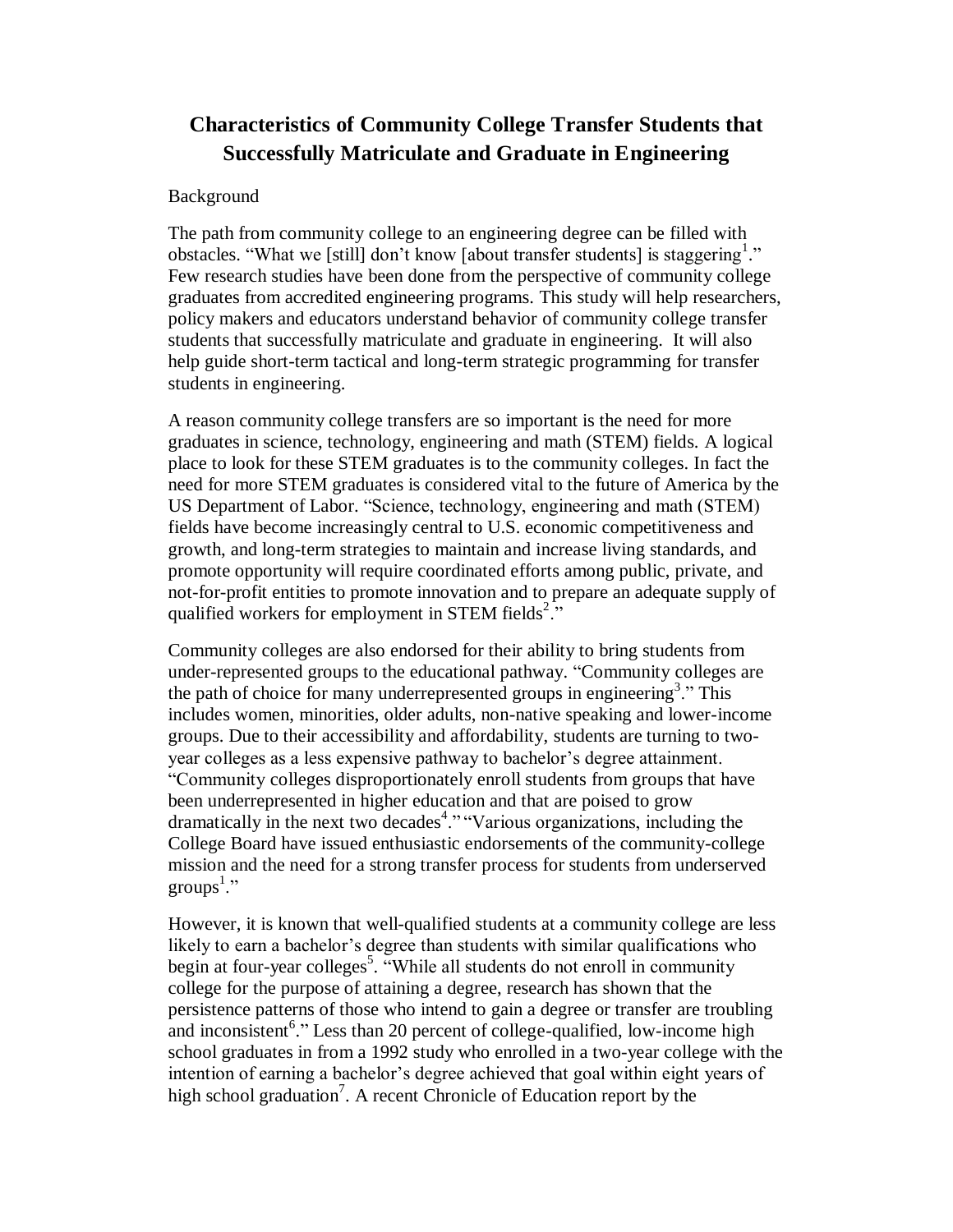# Characteristics of Community College Transfer Students that Successfully Matriculate and Graduate in Engineering

Background

The path from community college to an engineering degree can be filled with obstacles. "What we [still] don't know [about transfer students] is staggering[1]." Few research studies have been done from the perspective of community college graduates from accredited engineering programs. This study will help researchers, policy makers and educators understand behavior of community college transfer students that successfully matriculate and graduate in engineering. It will also help guide short-term tactical and long-term strategic programming for transfer students in engineering.

A reason community college transfers are so important is the need for more graduates in science, technology, engineering and math (STEM) fields. A logical place to look for these STEM graduates is to the community colleges. In fact the need for more STEM graduates is considered vital to the future of America by the US Department of Labor. "Science, technology, engineering and math (STEM) fields have become increasingly central to U.S. economic competitiveness and growth, and long-term strategies to maintain and increase living standards, and promote opportunity will require coordinated efforts among public, private, and not-for-profit entities to promote innovation and to prepare an adequate supply of qualified workers for employment in STEM fields[2]."

Community colleges are also endorsed for their ability to bring students from under-represented groups to the educational pathway. "Community colleges are the path of choice for many underrepresented groups in engineering[3]." This includes women, minorities, older adults, non-native speaking and lower-income groups. Due to their accessibility and affordability, students are turning to two-year colleges as a less expensive pathway to bachelor's degree attainment. "Community colleges disproportionately enroll students from groups that have been underrepresented in higher education and that are poised to grow dramatically in the next two decades[4]." "Various organizations, including the College Board have issued enthusiastic endorsements of the community-college mission and the need for a strong transfer process for students from underserved groups[1]."

However, it is known that well-qualified students at a community college are less likely to earn a bachelor's degree than students with similar qualifications who begin at four-year colleges[5]. "While all students do not enroll in community college for the purpose of attaining a degree, research has shown that the persistence patterns of those who intend to gain a degree or transfer are troubling and inconsistent[6]." Less than 20 percent of college-qualified, low-income high school graduates in from a 1992 study who enrolled in a two-year college with the intention of earning a bachelor's degree achieved that goal within eight years of high school graduation[7]. A recent Chronicle of Education report by the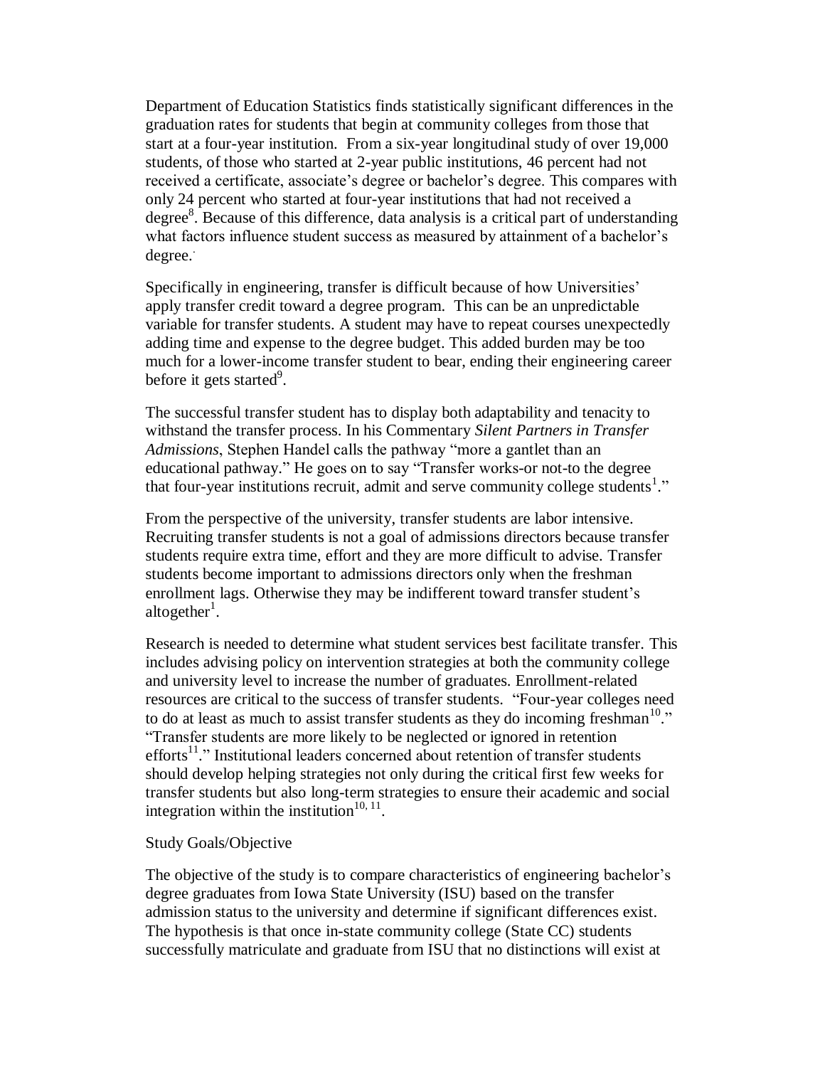Department of Education Statistics finds statistically significant differences in the graduation rates for students that begin at community colleges from those that start at a four-year institution. From a six-year longitudinal study of over 19,000 students, of those who started at 2-year public institutions, 46 percent had not received a certificate, associate's degree or bachelor's degree. This compares with only 24 percent who started at four-year institutions that had not received a degree[8]. Because of this difference, data analysis is a critical part of understanding what factors influence student success as measured by attainment of a bachelor's degree.

Specifically in engineering, transfer is difficult because of how Universities' apply transfer credit toward a degree program. This can be an unpredictable variable for transfer students. A student may have to repeat courses unexpectedly adding time and expense to the degree budget. This added burden may be too much for a lower-income transfer student to bear, ending their engineering career before it gets started[9].

The successful transfer student has to display both adaptability and tenacity to withstand the transfer process. In his Commentary *Silent Partners in Transfer Admissions*, Stephen Handel calls the pathway "more a gantlet than an educational pathway." He goes on to say "Transfer works-or not-to the degree that four-year institutions recruit, admit and serve community college students[1]."

From the perspective of the university, transfer students are labor intensive. Recruiting transfer students is not a goal of admissions directors because transfer students require extra time, effort and they are more difficult to advise. Transfer students become important to admissions directors only when the freshman enrollment lags. Otherwise they may be indifferent toward transfer student's altogether[1].

Research is needed to determine what student services best facilitate transfer. This includes advising policy on intervention strategies at both the community college and university level to increase the number of graduates. Enrollment-related resources are critical to the success of transfer students. "Four-year colleges need to do at least as much to assist transfer students as they do incoming freshman[10]." "Transfer students are more likely to be neglected or ignored in retention efforts[11]." Institutional leaders concerned about retention of transfer students should develop helping strategies not only during the critical first few weeks for transfer students but also long-term strategies to ensure their academic and social integration within the institution[10, 11].

Study Goals/Objective

The objective of the study is to compare characteristics of engineering bachelor's degree graduates from Iowa State University (ISU) based on the transfer admission status to the university and determine if significant differences exist. The hypothesis is that once in-state community college (State CC) students successfully matriculate and graduate from ISU that no distinctions will exist at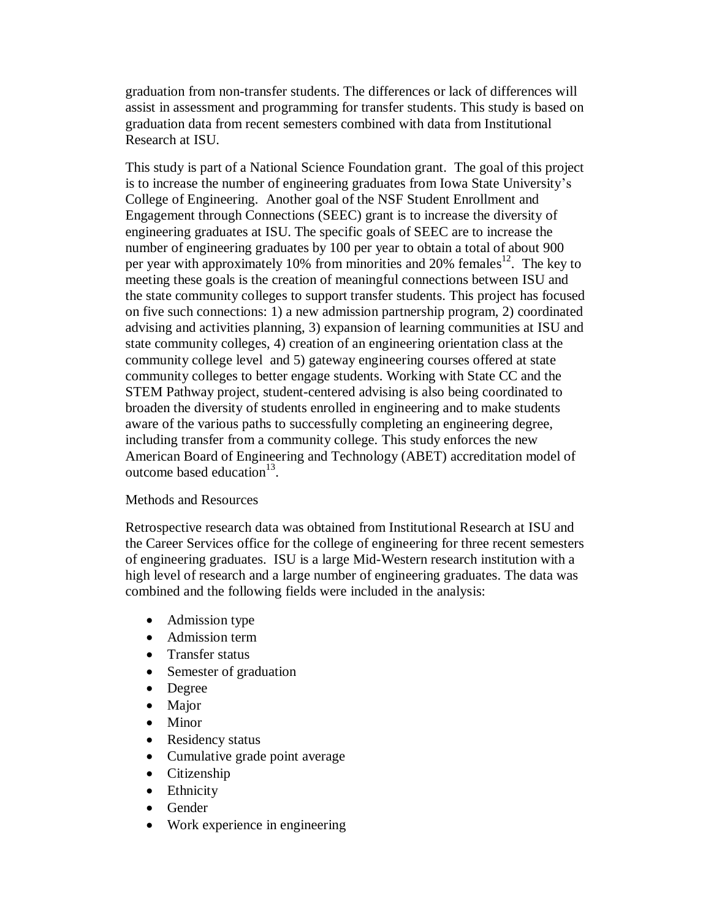graduation from non-transfer students. The differences or lack of differences will assist in assessment and programming for transfer students. This study is based on graduation data from recent semesters combined with data from Institutional Research at ISU.

This study is part of a National Science Foundation grant. The goal of this project is to increase the number of engineering graduates from Iowa State University's College of Engineering. Another goal of the NSF Student Enrollment and Engagement through Connections (SEEC) grant is to increase the diversity of engineering graduates at ISU. The specific goals of SEEC are to increase the number of engineering graduates by 100 per year to obtain a total of about 900 per year with approximately 10% from minorities and 20% females[12]. The key to meeting these goals is the creation of meaningful connections between ISU and the state community colleges to support transfer students. This project has focused on five such connections: 1) a new admission partnership program, 2) coordinated advising and activities planning, 3) expansion of learning communities at ISU and state community colleges, 4) creation of an engineering orientation class at the community college level and 5) gateway engineering courses offered at state community colleges to better engage students. Working with State CC and the STEM Pathway project, student-centered advising is also being coordinated to broaden the diversity of students enrolled in engineering and to make students aware of the various paths to successfully completing an engineering degree, including transfer from a community college. This study enforces the new American Board of Engineering and Technology (ABET) accreditation model of outcome based education[13].

## Methods and Resources

Retrospective research data was obtained from Institutional Research at ISU and the Career Services office for the college of engineering for three recent semesters of engineering graduates. ISU is a large Mid-Western research institution with a high level of research and a large number of engineering graduates. The data was combined and the following fields were included in the analysis:

- Admission type
- Admission term
- Transfer status
- Semester of graduation
- Degree
- Major
- Minor
- Residency status
- Cumulative grade point average
- Citizenship
- Ethnicity
- Gender
- Work experience in engineering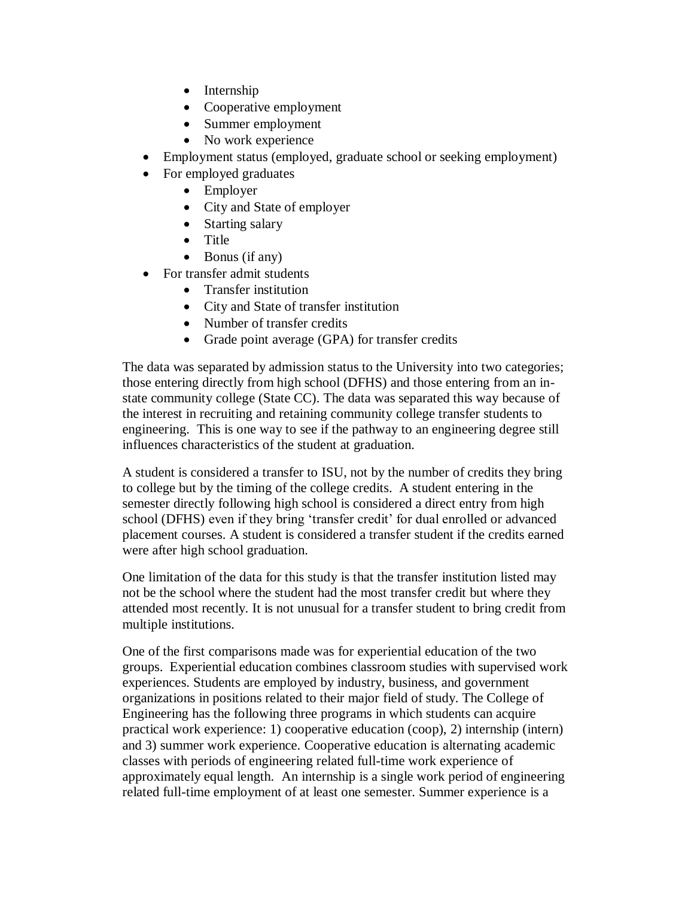- Internship
    - Cooperative employment
    - Summer employment
    - No work experience
- Employment status (employed, graduate school or seeking employment)
- For employed graduates
    - Employer
    - City and State of employer
    - Starting salary
    - Title
    - Bonus (if any)
- For transfer admit students
    - Transfer institution
    - City and State of transfer institution
    - Number of transfer credits
    - Grade point average (GPA) for transfer credits

The data was separated by admission status to the University into two categories; those entering directly from high school (DFHS) and those entering from an in-state community college (State CC). The data was separated this way because of the interest in recruiting and retaining community college transfer students to engineering. This is one way to see if the pathway to an engineering degree still influences characteristics of the student at graduation.

A student is considered a transfer to ISU, not by the number of credits they bring to college but by the timing of the college credits. A student entering in the semester directly following high school is considered a direct entry from high school (DFHS) even if they bring 'transfer credit' for dual enrolled or advanced placement courses. A student is considered a transfer student if the credits earned were after high school graduation.

One limitation of the data for this study is that the transfer institution listed may not be the school where the student had the most transfer credit but where they attended most recently. It is not unusual for a transfer student to bring credit from multiple institutions.

One of the first comparisons made was for experiential education of the two groups. Experiential education combines classroom studies with supervised work experiences. Students are employed by industry, business, and government organizations in positions related to their major field of study. The College of Engineering has the following three programs in which students can acquire practical work experience: 1) cooperative education (coop), 2) internship (intern) and 3) summer work experience. Cooperative education is alternating academic classes with periods of engineering related full-time work experience of approximately equal length. An internship is a single work period of engineering related full-time employment of at least one semester. Summer experience is a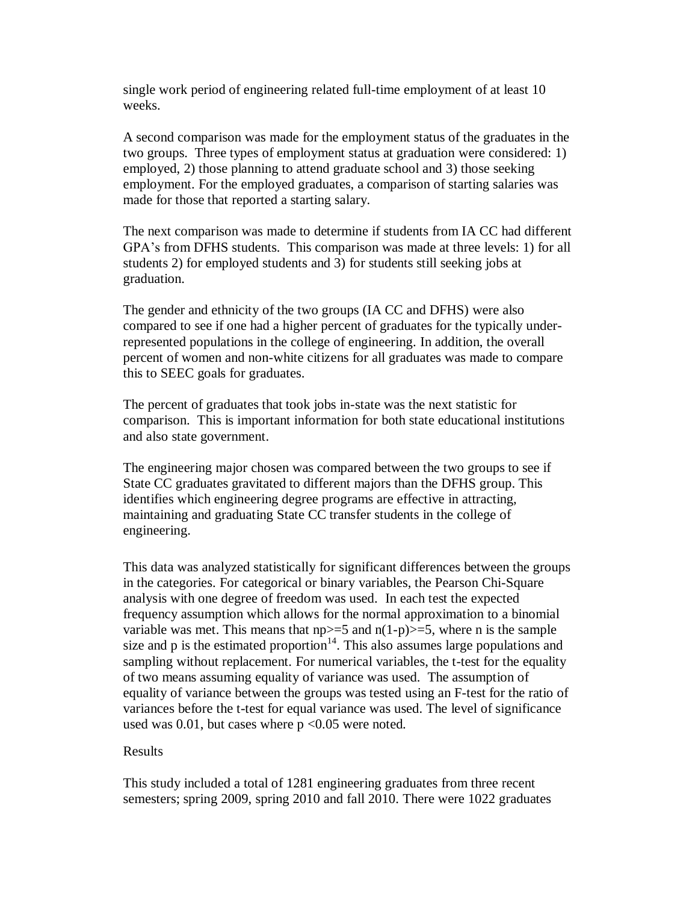single work period of engineering related full-time employment of at least 10 weeks.

A second comparison was made for the employment status of the graduates in the two groups. Three types of employment status at graduation were considered: 1) employed, 2) those planning to attend graduate school and 3) those seeking employment. For the employed graduates, a comparison of starting salaries was made for those that reported a starting salary.

The next comparison was made to determine if students from IA CC had different GPA's from DFHS students. This comparison was made at three levels: 1) for all students 2) for employed students and 3) for students still seeking jobs at graduation.

The gender and ethnicity of the two groups (IA CC and DFHS) were also compared to see if one had a higher percent of graduates for the typically under-represented populations in the college of engineering. In addition, the overall percent of women and non-white citizens for all graduates was made to compare this to SEEC goals for graduates.

The percent of graduates that took jobs in-state was the next statistic for comparison. This is important information for both state educational institutions and also state government.

The engineering major chosen was compared between the two groups to see if State CC graduates gravitated to different majors than the DFHS group. This identifies which engineering degree programs are effective in attracting, maintaining and graduating State CC transfer students in the college of engineering.

This data was analyzed statistically for significant differences between the groups in the categories. For categorical or binary variables, the Pearson Chi-Square analysis with one degree of freedom was used. In each test the expected frequency assumption which allows for the normal approximation to a binomial variable was met. This means that $np \geq 5$ and $n(1-p) \geq 5$, where n is the sample size and p is the estimated proportion[14]. This also assumes large populations and sampling without replacement. For numerical variables, the t-test for the equality of two means assuming equality of variance was used. The assumption of equality of variance between the groups was tested using an F-test for the ratio of variances before the t-test for equal variance was used. The level of significance used was 0.01, but cases where $p < 0.05$ were noted.

Results

This study included a total of 1281 engineering graduates from three recent semesters; spring 2009, spring 2010 and fall 2010. There were 1022 graduates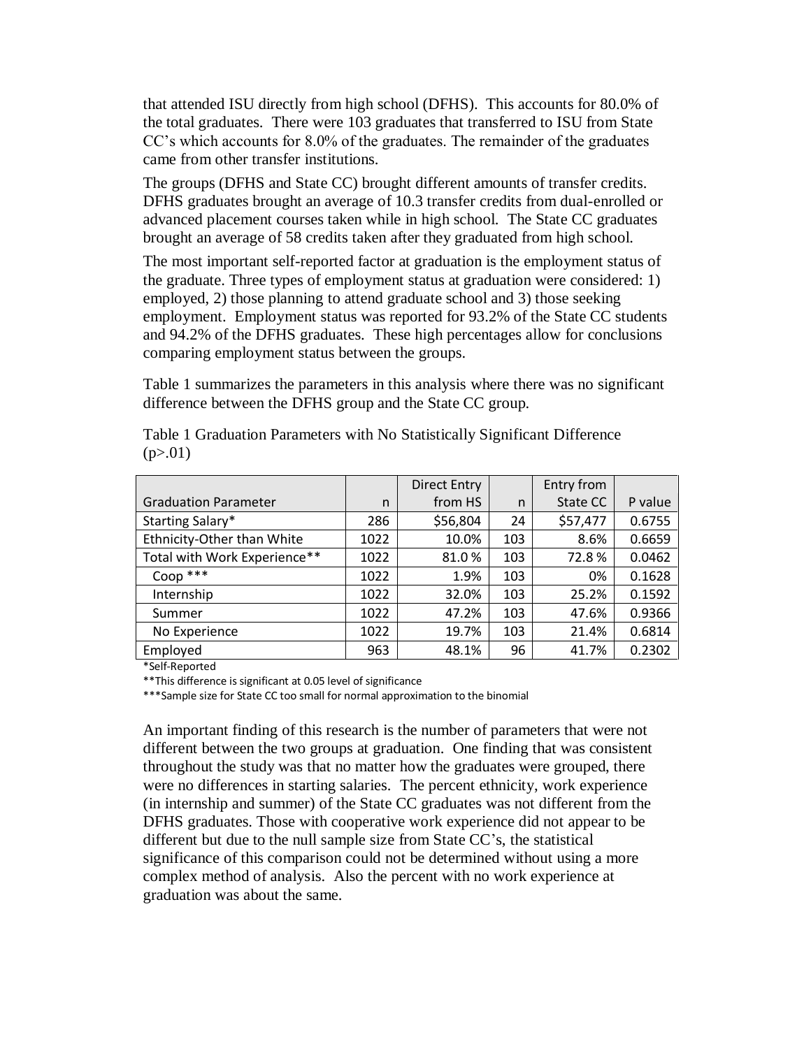that attended ISU directly from high school (DFHS). This accounts for 80.0% of the total graduates. There were 103 graduates that transferred to ISU from State CC's which accounts for 8.0% of the graduates. The remainder of the graduates came from other transfer institutions.

The groups (DFHS and State CC) brought different amounts of transfer credits. DFHS graduates brought an average of 10.3 transfer credits from dual-enrolled or advanced placement courses taken while in high school. The State CC graduates brought an average of 58 credits taken after they graduated from high school.

The most important self-reported factor at graduation is the employment status of the graduate. Three types of employment status at graduation were considered: 1) employed, 2) those planning to attend graduate school and 3) those seeking employment. Employment status was reported for 93.2% of the State CC students and 94.2% of the DFHS graduates. These high percentages allow for conclusions comparing employment status between the groups.

Table 1 summarizes the parameters in this analysis where there was no significant difference between the DFHS group and the State CC group.

Table 1 Graduation Parameters with No Statistically Significant Difference ($p>.01$)

| Graduation Parameter | n | Direct Entry from HS | n | Entry from State CC | P value |
|---|---|---|---|---|---|
| Starting Salary* | 286 | $56,804 | 24 | $57,477 | 0.6755 |
| Ethnicity-Other than White | 1022 | 10.0% | 103 | 8.6% | 0.6659 |
| Total with Work Experience** | 1022 | 81.0 % | 103 | 72.8 % | 0.0462 |
| Coop *** | 1022 | 1.9% | 103 | 0% | 0.1628 |
| Internship | 1022 | 32.0% | 103 | 25.2% | 0.1592 |
| Summer | 1022 | 47.2% | 103 | 47.6% | 0.9366 |
| No Experience | 1022 | 19.7% | 103 | 21.4% | 0.6814 |
| Employed | 963 | 48.1% | 96 | 41.7% | 0.2302 |

*Self-Reported

**This difference is significant at 0.05 level of significance

***Sample size for State CC too small for normal approximation to the binomial

An important finding of this research is the number of parameters that were not different between the two groups at graduation. One finding that was consistent throughout the study was that no matter how the graduates were grouped, there were no differences in starting salaries. The percent ethnicity, work experience (in internship and summer) of the State CC graduates was not different from the DFHS graduates. Those with cooperative work experience did not appear to be different but due to the null sample size from State CC's, the statistical significance of this comparison could not be determined without using a more complex method of analysis. Also the percent with no work experience at graduation was about the same.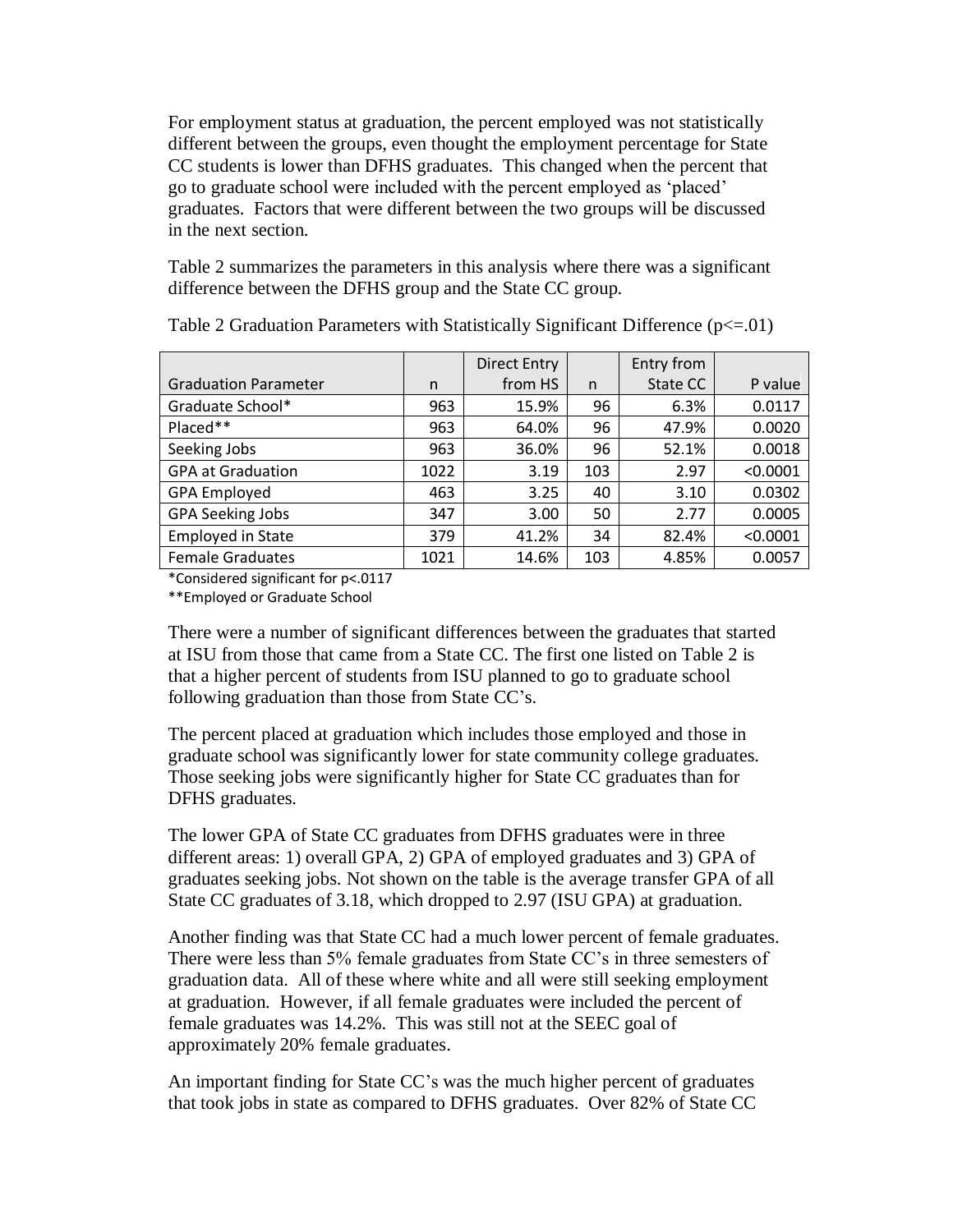For employment status at graduation, the percent employed was not statistically different between the groups, even thought the employment percentage for State CC students is lower than DFHS graduates. This changed when the percent that go to graduate school were included with the percent employed as 'placed' graduates. Factors that were different between the two groups will be discussed in the next section.

Table 2 summarizes the parameters in this analysis where there was a significant difference between the DFHS group and the State CC group.

Table 2 Graduation Parameters with Statistically Significant Difference ($p<=.01$)

| Graduation Parameter | n | Direct Entry from HS | n | Entry from State CC | P value |
|---|---|---|---|---|---|
| Graduate School* | 963 | 15.9% | 96 | 6.3% | 0.0117 |
| Placed** | 963 | 64.0% | 96 | 47.9% | 0.0020 |
| Seeking Jobs | 963 | 36.0% | 96 | 52.1% | 0.0018 |
| GPA at Graduation | 1022 | 3.19 | 103 | 2.97 | <0.0001 |
| GPA Employed | 463 | 3.25 | 40 | 3.10 | 0.0302 |
| GPA Seeking Jobs | 347 | 3.00 | 50 | 2.77 | 0.0005 |
| Employed in State | 379 | 41.2% | 34 | 82.4% | <0.0001 |
| Female Graduates | 1021 | 14.6% | 103 | 4.85% | 0.0057 |

*Considered significant for $p<.0117$

**Employed or Graduate School

There were a number of significant differences between the graduates that started at ISU from those that came from a State CC. The first one listed on Table 2 is that a higher percent of students from ISU planned to go to graduate school following graduation than those from State CC's.

The percent placed at graduation which includes those employed and those in graduate school was significantly lower for state community college graduates. Those seeking jobs were significantly higher for State CC graduates than for DFHS graduates.

The lower GPA of State CC graduates from DFHS graduates were in three different areas: 1) overall GPA, 2) GPA of employed graduates and 3) GPA of graduates seeking jobs. Not shown on the table is the average transfer GPA of all State CC graduates of 3.18, which dropped to 2.97 (ISU GPA) at graduation.

Another finding was that State CC had a much lower percent of female graduates. There were less than 5% female graduates from State CC's in three semesters of graduation data. All of these where white and all were still seeking employment at graduation. However, if all female graduates were included the percent of female graduates was 14.2%. This was still not at the SEEC goal of approximately 20% female graduates.

An important finding for State CC's was the much higher percent of graduates that took jobs in state as compared to DFHS graduates. Over 82% of State CC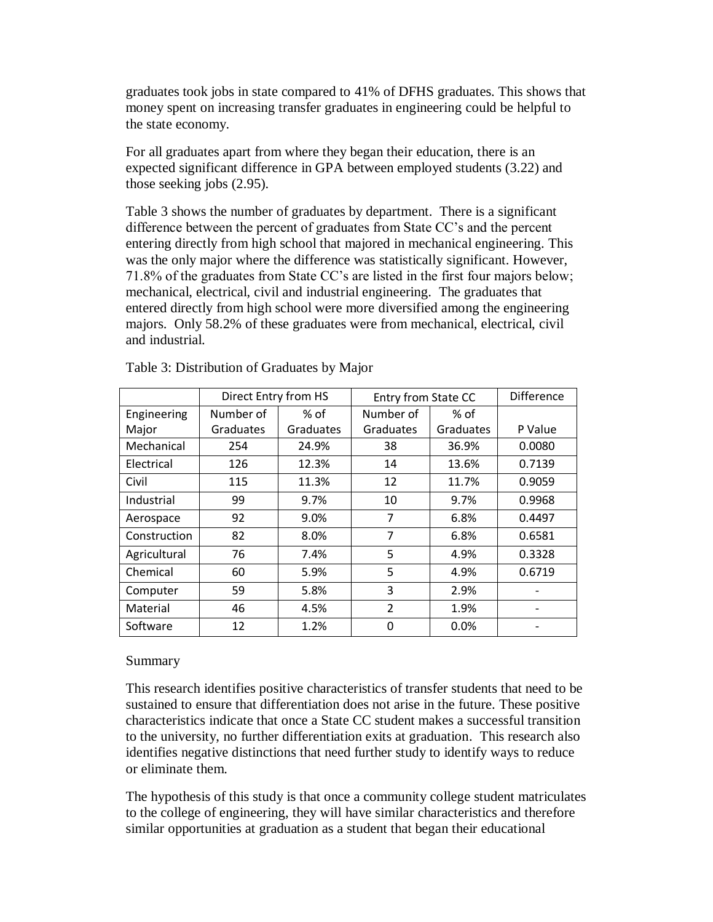graduates took jobs in state compared to 41% of DFHS graduates. This shows that money spent on increasing transfer graduates in engineering could be helpful to the state economy.

For all graduates apart from where they began their education, there is an expected significant difference in GPA between employed students (3.22) and those seeking jobs (2.95).

Table 3 shows the number of graduates by department. There is a significant difference between the percent of graduates from State CC's and the percent entering directly from high school that majored in mechanical engineering. This was the only major where the difference was statistically significant. However, 71.8% of the graduates from State CC's are listed in the first four majors below; mechanical, electrical, civil and industrial engineering. The graduates that entered directly from high school were more diversified among the engineering majors. Only 58.2% of these graduates were from mechanical, electrical, civil and industrial.

Table 3: Distribution of Graduates by Major

| | Direct Entry from HS | | Entry from State CC | | Difference |
|---|---|---|---|---|---|
| Engineering Major | Number of Graduates | % of Graduates | Number of Graduates | % of Graduates | P Value |
| Mechanical | 254 | 24.9% | 38 | 36.9% | 0.0080 |
| Electrical | 126 | 12.3% | 14 | 13.6% | 0.7139 |
| Civil | 115 | 11.3% | 12 | 11.7% | 0.9059 |
| Industrial | 99 | 9.7% | 10 | 9.7% | 0.9968 |
| Aerospace | 92 | 9.0% | 7 | 6.8% | 0.4497 |
| Construction | 82 | 8.0% | 7 | 6.8% | 0.6581 |
| Agricultural | 76 | 7.4% | 5 | 4.9% | 0.3328 |
| Chemical | 60 | 5.9% | 5 | 4.9% | 0.6719 |
| Computer | 59 | 5.8% | 3 | 2.9% | - |
| Material | 46 | 4.5% | 2 | 1.9% | - |
| Software | 12 | 1.2% | 0 | 0.0% | - |

Summary

This research identifies positive characteristics of transfer students that need to be sustained to ensure that differentiation does not arise in the future. These positive characteristics indicate that once a State CC student makes a successful transition to the university, no further differentiation exits at graduation. This research also identifies negative distinctions that need further study to identify ways to reduce or eliminate them.

The hypothesis of this study is that once a community college student matriculates to the college of engineering, they will have similar characteristics and therefore similar opportunities at graduation as a student that began their educational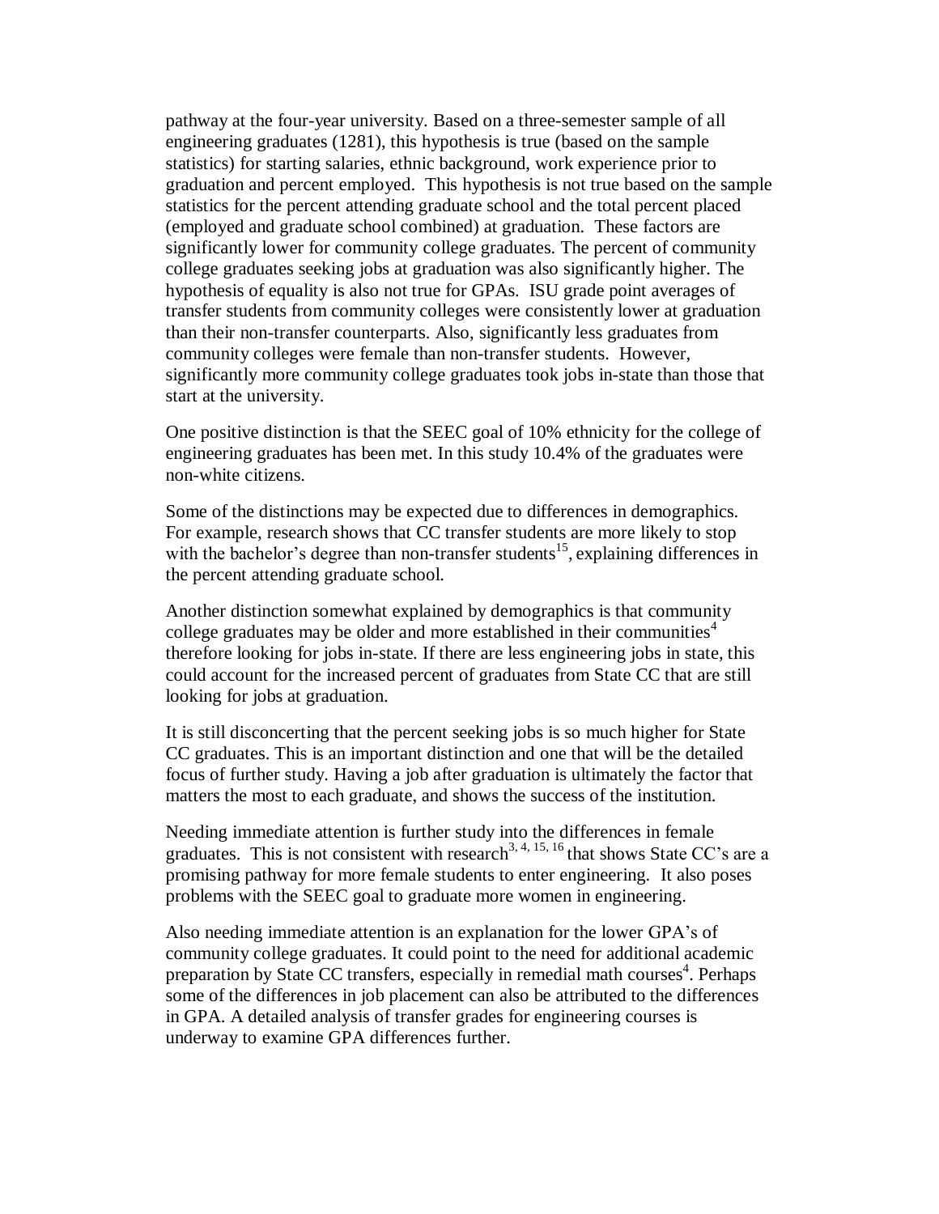pathway at the four-year university. Based on a three-semester sample of all engineering graduates (1281), this hypothesis is true (based on the sample statistics) for starting salaries, ethnic background, work experience prior to graduation and percent employed. This hypothesis is not true based on the sample statistics for the percent attending graduate school and the total percent placed (employed and graduate school combined) at graduation. These factors are significantly lower for community college graduates. The percent of community college graduates seeking jobs at graduation was also significantly higher. The hypothesis of equality is also not true for GPAs. ISU grade point averages of transfer students from community colleges were consistently lower at graduation than their non-transfer counterparts. Also, significantly less graduates from community colleges were female than non-transfer students. However, significantly more community college graduates took jobs in-state than those that start at the university.

One positive distinction is that the SEEC goal of 10% ethnicity for the college of engineering graduates has been met. In this study 10.4% of the graduates were non-white citizens.

Some of the distinctions may be expected due to differences in demographics. For example, research shows that CC transfer students are more likely to stop with the bachelor's degree than non-transfer students[15], explaining differences in the percent attending graduate school.

Another distinction somewhat explained by demographics is that community college graduates may be older and more established in their communities[4] therefore looking for jobs in-state. If there are less engineering jobs in state, this could account for the increased percent of graduates from State CC that are still looking for jobs at graduation.

It is still disconcerting that the percent seeking jobs is so much higher for State CC graduates. This is an important distinction and one that will be the detailed focus of further study. Having a job after graduation is ultimately the factor that matters the most to each graduate, and shows the success of the institution.

Needing immediate attention is further study into the differences in female graduates. This is not consistent with research[3, 4, 15, 16] that shows State CC's are a promising pathway for more female students to enter engineering. It also poses problems with the SEEC goal to graduate more women in engineering.

Also needing immediate attention is an explanation for the lower GPA's of community college graduates. It could point to the need for additional academic preparation by State CC transfers, especially in remedial math courses[4]. Perhaps some of the differences in job placement can also be attributed to the differences in GPA. A detailed analysis of transfer grades for engineering courses is underway to examine GPA differences further.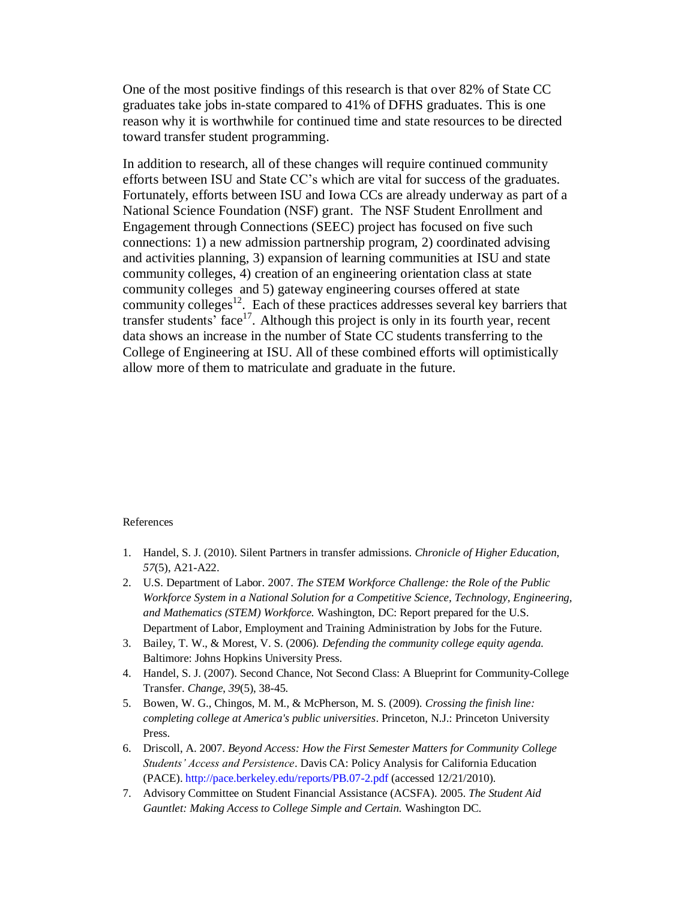One of the most positive findings of this research is that over 82% of State CC graduates take jobs in-state compared to 41% of DFHS graduates. This is one reason why it is worthwhile for continued time and state resources to be directed toward transfer student programming.

In addition to research, all of these changes will require continued community efforts between ISU and State CC's which are vital for success of the graduates. Fortunately, efforts between ISU and Iowa CCs are already underway as part of a National Science Foundation (NSF) grant. The NSF Student Enrollment and Engagement through Connections (SEEC) project has focused on five such connections: 1) a new admission partnership program, 2) coordinated advising and activities planning, 3) expansion of learning communities at ISU and state community colleges, 4) creation of an engineering orientation class at state community colleges and 5) gateway engineering courses offered at state community colleges[12]. Each of these practices addresses several key barriers that transfer students' face[17]. Although this project is only in its fourth year, recent data shows an increase in the number of State CC students transferring to the College of Engineering at ISU. All of these combined efforts will optimistically allow more of them to matriculate and graduate in the future.

References

1. Handel, S. J. (2010). Silent Partners in transfer admissions. *Chronicle of Higher Education*, *57*(5), A21-A22.
2. U.S. Department of Labor. 2007. *The STEM Workforce Challenge: the Role of the Public Workforce System in a National Solution for a Competitive Science, Technology, Engineering, and Mathematics (STEM) Workforce.* Washington, DC: Report prepared for the U.S. Department of Labor, Employment and Training Administration by Jobs for the Future.
3. Bailey, T. W., & Morest, V. S. (2006). *Defending the community college equity agenda.* Baltimore: Johns Hopkins University Press.
4. Handel, S. J. (2007). Second Chance, Not Second Class: A Blueprint for Community-College Transfer. *Change*, *39*(5), 38-45.
5. Bowen, W. G., Chingos, M. M., & McPherson, M. S. (2009). *Crossing the finish line: completing college at America's public universities*. Princeton, N.J.: Princeton University Press.
6. Driscoll, A. 2007. *Beyond Access: How the First Semester Matters for Community College Students' Access and Persistence*. Davis CA: Policy Analysis for California Education (PACE). http://pace.berkeley.edu/reports/PB.07-2.pdf (accessed 12/21/2010).
7. Advisory Committee on Student Financial Assistance (ACSFA). 2005. *The Student Aid Gauntlet: Making Access to College Simple and Certain.* Washington DC.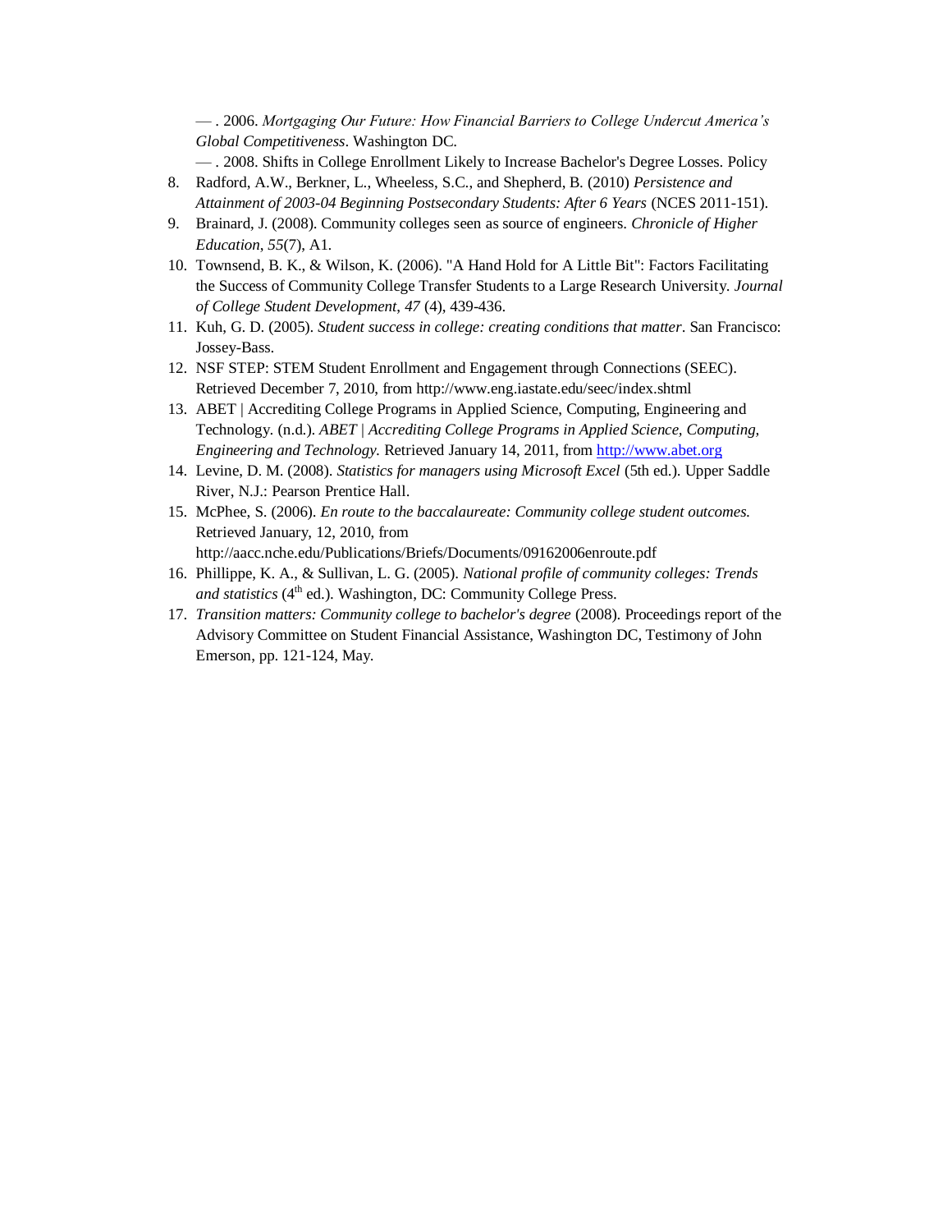—. 2006. *Mortgaging Our Future: How Financial Barriers to College Undercut America's Global Competitiveness*. Washington DC.

—. 2008. Shifts in College Enrollment Likely to Increase Bachelor's Degree Losses. Policy

8. Radford, A.W., Berkner, L., Wheeless, S.C., and Shepherd, B. (2010) *Persistence and Attainment of 2003-04 Beginning Postsecondary Students: After 6 Years* (NCES 2011-151).
9. Brainard, J. (2008). Community colleges seen as source of engineers. *Chronicle of Higher Education*, *55*(7), A1.
10. Townsend, B. K., & Wilson, K. (2006). "A Hand Hold for A Little Bit": Factors Facilitating the Success of Community College Transfer Students to a Large Research University. *Journal of College Student Development*, *47* (4), 439-436.
11. Kuh, G. D. (2005). *Student success in college: creating conditions that matter*. San Francisco: Jossey-Bass.
12. NSF STEP: STEM Student Enrollment and Engagement through Connections (SEEC). Retrieved December 7, 2010, from http://www.eng.iastate.edu/seec/index.shtml
13. ABET | Accrediting College Programs in Applied Science, Computing, Engineering and Technology. (n.d.). *ABET | Accrediting College Programs in Applied Science, Computing, Engineering and Technology.* Retrieved January 14, 2011, from http://www.abet.org
14. Levine, D. M. (2008). *Statistics for managers using Microsoft Excel* (5th ed.). Upper Saddle River, N.J.: Pearson Prentice Hall.
15. McPhee, S. (2006). *En route to the baccalaureate: Community college student outcomes.* Retrieved January, 12, 2010, from http://aacc.nche.edu/Publications/Briefs/Documents/09162006enroute.pdf
16. Phillippe, K. A., & Sullivan, L. G. (2005). *National profile of community colleges: Trends and statistics* (4th ed.). Washington, DC: Community College Press.
17. *Transition matters: Community college to bachelor's degree* (2008). Proceedings report of the Advisory Committee on Student Financial Assistance, Washington DC, Testimony of John Emerson, pp. 121-124, May.